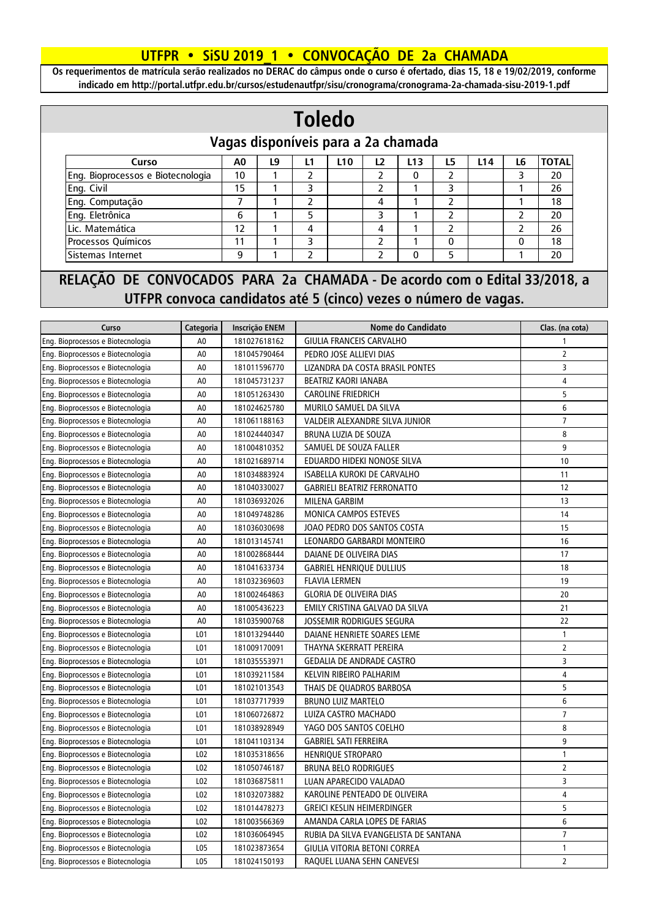# UTFPR • SiSU 2019_1 • CONVOCAÇÃO DE 2a CHAMADA

**Os requerimentos de matrícula serão realizados no DERAC do câmpus onde o curso é ofertado, dias 15, 18 e 19/02/2019, conforme indicado em http://portal.utfpr.edu.br/cursos/estudenautfpr/sisu/cronograma/cronograma-2a-chamada-sisu-2019-1.pdf**

## Toledo

### Vagas disponíveis para a 2a chamada

| Curso | A0 | L9 | L1 | L10 | L2 | L13 | L5 | L14 | L6 | TOTAL |
|---|---|---|---|---|---|---|---|---|---|---|
| Eng. Bioprocessos e Biotecnologia | 10 | 1 | 2 | | 2 | 0 | 2 | | 3 | 20 |
| Eng. Civil | 15 | 1 | 3 | | 2 | 1 | 3 | | 1 | 26 |
| Eng. Computação | 7 | 1 | 2 | | 4 | 1 | 2 | | 1 | 18 |
| Eng. Eletrônica | 6 | 1 | 5 | | 3 | 1 | 2 | | 2 | 20 |
| Lic. Matemática | 12 | 1 | 4 | | 4 | 1 | 2 | | 2 | 26 |
| Processos Químicos | 11 | 1 | 3 | | 2 | 1 | 0 | | 0 | 18 |
| Sistemas Internet | 9 | 1 | 2 | | 2 | 0 | 5 | | 1 | 20 |

## RELAÇÃO DE CONVOCADOS PARA 2a CHAMADA - De acordo com o Edital 33/2018, a UTFPR convoca candidatos até 5 (cinco) vezes o número de vagas.

| Curso | Categoria | Inscrição ENEM | Nome do Candidato | Clas. (na cota) |
|---|---|---|---|---|
| Eng. Bioprocessos e Biotecnologia | A0 | 181027618162 | GIULIA FRANCEIS CARVALHO | 1 |
| Eng. Bioprocessos e Biotecnologia | A0 | 181045790464 | PEDRO JOSE ALLIEVI DIAS | 2 |
| Eng. Bioprocessos e Biotecnologia | A0 | 181011596770 | LIZANDRA DA COSTA BRASIL PONTES | 3 |
| Eng. Bioprocessos e Biotecnologia | A0 | 181045731237 | BEATRIZ KAORI IANABA | 4 |
| Eng. Bioprocessos e Biotecnologia | A0 | 181051263430 | CAROLINE FRIEDRICH | 5 |
| Eng. Bioprocessos e Biotecnologia | A0 | 181024625780 | MURILO SAMUEL DA SILVA | 6 |
| Eng. Bioprocessos e Biotecnologia | A0 | 181061188163 | VALDEIR ALEXANDRE SILVA JUNIOR | 7 |
| Eng. Bioprocessos e Biotecnologia | A0 | 181024440347 | BRUNA LUZIA DE SOUZA | 8 |
| Eng. Bioprocessos e Biotecnologia | A0 | 181004810352 | SAMUEL DE SOUZA FALLER | 9 |
| Eng. Bioprocessos e Biotecnologia | A0 | 181021689714 | EDUARDO HIDEKI NONOSE SILVA | 10 |
| Eng. Bioprocessos e Biotecnologia | A0 | 181034883924 | ISABELLA KUROKI DE CARVALHO | 11 |
| Eng. Bioprocessos e Biotecnologia | A0 | 181040330027 | GABRIELI BEATRIZ FERRONATTO | 12 |
| Eng. Bioprocessos e Biotecnologia | A0 | 181036932026 | MILENA GARBIM | 13 |
| Eng. Bioprocessos e Biotecnologia | A0 | 181049748286 | MONICA CAMPOS ESTEVES | 14 |
| Eng. Bioprocessos e Biotecnologia | A0 | 181036030698 | JOAO PEDRO DOS SANTOS COSTA | 15 |
| Eng. Bioprocessos e Biotecnologia | A0 | 181013145741 | LEONARDO GARBARDI MONTEIRO | 16 |
| Eng. Bioprocessos e Biotecnologia | A0 | 181002868444 | DAIANE DE OLIVEIRA DIAS | 17 |
| Eng. Bioprocessos e Biotecnologia | A0 | 181041633734 | GABRIEL HENRIQUE DULLIUS | 18 |
| Eng. Bioprocessos e Biotecnologia | A0 | 181032369603 | FLAVIA LERMEN | 19 |
| Eng. Bioprocessos e Biotecnologia | A0 | 181002464863 | GLORIA DE OLIVEIRA DIAS | 20 |
| Eng. Bioprocessos e Biotecnologia | A0 | 181005436223 | EMILY CRISTINA GALVAO DA SILVA | 21 |
| Eng. Bioprocessos e Biotecnologia | A0 | 181035900768 | JOSSEMIR RODRIGUES SEGURA | 22 |
| Eng. Bioprocessos e Biotecnologia | L01 | 181013294440 | DAIANE HENRIETE SOARES LEME | 1 |
| Eng. Bioprocessos e Biotecnologia | L01 | 181009170091 | THAYNA SKERRATT PEREIRA | 2 |
| Eng. Bioprocessos e Biotecnologia | L01 | 181035553971 | GEDALIA DE ANDRADE CASTRO | 3 |
| Eng. Bioprocessos e Biotecnologia | L01 | 181039211584 | KELVIN RIBEIRO PALHARIM | 4 |
| Eng. Bioprocessos e Biotecnologia | L01 | 181021013543 | THAIS DE QUADROS BARBOSA | 5 |
| Eng. Bioprocessos e Biotecnologia | L01 | 181037717939 | BRUNO LUIZ MARTELO | 6 |
| Eng. Bioprocessos e Biotecnologia | L01 | 181060726872 | LUIZA CASTRO MACHADO | 7 |
| Eng. Bioprocessos e Biotecnologia | L01 | 181038928949 | YAGO DOS SANTOS COELHO | 8 |
| Eng. Bioprocessos e Biotecnologia | L01 | 181041103134 | GABRIEL SATI FERREIRA | 9 |
| Eng. Bioprocessos e Biotecnologia | L02 | 181035318656 | HENRIQUE STROPARO | 1 |
| Eng. Bioprocessos e Biotecnologia | L02 | 181050746187 | BRUNA BELO RODRIGUES | 2 |
| Eng. Bioprocessos e Biotecnologia | L02 | 181036875811 | LUAN APARECIDO VALADAO | 3 |
| Eng. Bioprocessos e Biotecnologia | L02 | 181032073882 | KAROLINE PENTEADO DE OLIVEIRA | 4 |
| Eng. Bioprocessos e Biotecnologia | L02 | 181014478273 | GREICI KESLIN HEIMERDINGER | 5 |
| Eng. Bioprocessos e Biotecnologia | L02 | 181003566369 | AMANDA CARLA LOPES DE FARIAS | 6 |
| Eng. Bioprocessos e Biotecnologia | L02 | 181036064945 | RUBIA DA SILVA EVANGELISTA DE SANTANA | 7 |
| Eng. Bioprocessos e Biotecnologia | L05 | 181023873654 | GIULIA VITORIA BETONI CORREA | 1 |
| Eng. Bioprocessos e Biotecnologia | L05 | 181024150193 | RAQUEL LUANA SEHN CANEVESI | 2 |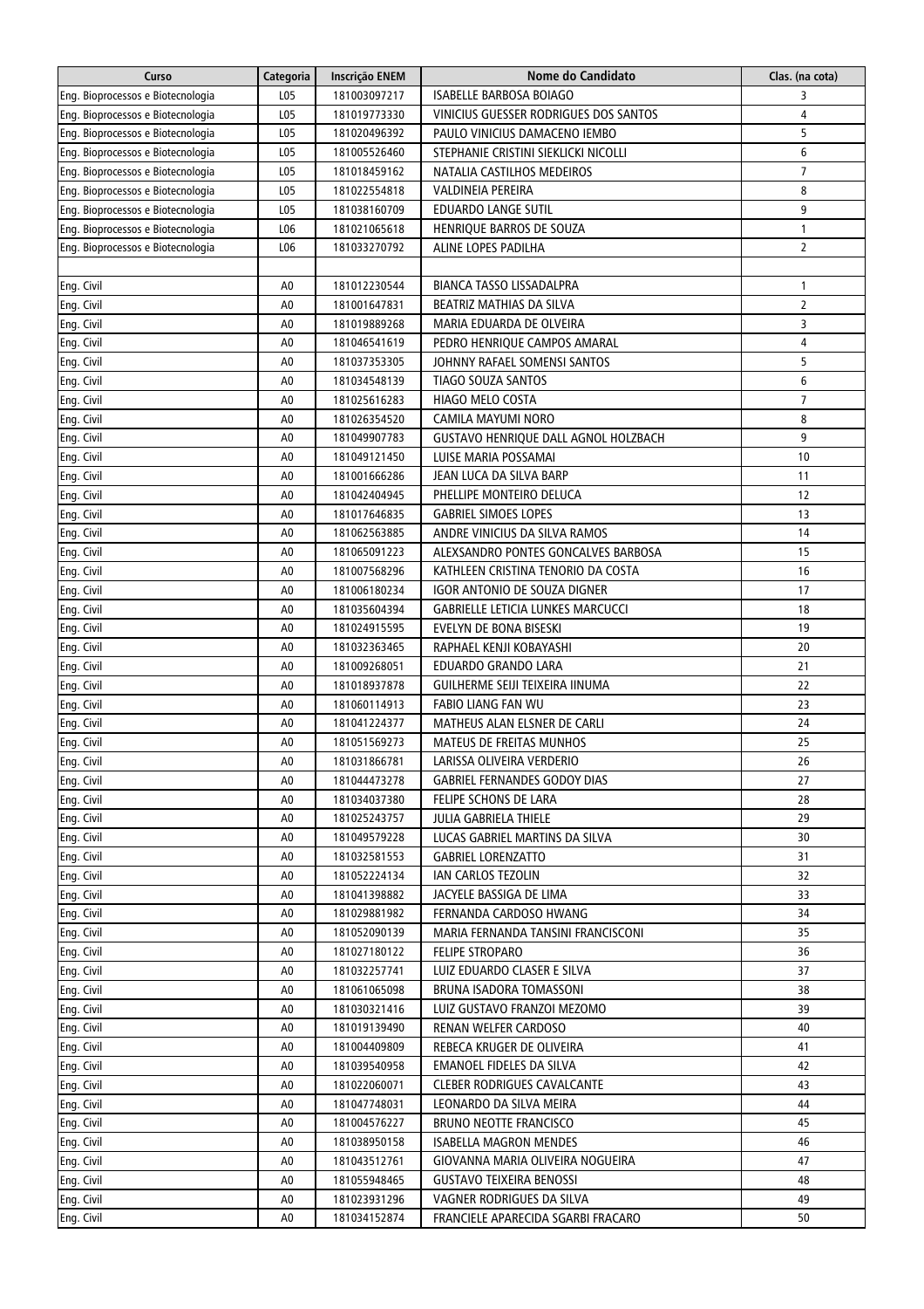| Curso | Categoria | Inscrição ENEM | Nome do Candidato | Clas. (na cota) |
|---|---|---|---|---|
| Eng. Bioprocessos e Biotecnologia | L05 | 181003097217 | ISABELLE BARBOSA BOIAGO | 3 |
| Eng. Bioprocessos e Biotecnologia | L05 | 181019773330 | VINICIUS GUESSER RODRIGUES DOS SANTOS | 4 |
| Eng. Bioprocessos e Biotecnologia | L05 | 181020496392 | PAULO VINICIUS DAMACENO IEMBO | 5 |
| Eng. Bioprocessos e Biotecnologia | L05 | 181005526460 | STEPHANIE CRISTINI SIEKLICKI NICOLLI | 6 |
| Eng. Bioprocessos e Biotecnologia | L05 | 181018459162 | NATALIA CASTILHOS MEDEIROS | 7 |
| Eng. Bioprocessos e Biotecnologia | L05 | 181022554818 | VALDINEIA PEREIRA | 8 |
| Eng. Bioprocessos e Biotecnologia | L05 | 181038160709 | EDUARDO LANGE SUTIL | 9 |
| Eng. Bioprocessos e Biotecnologia | L06 | 181021065618 | HENRIQUE BARROS DE SOUZA | 1 |
| Eng. Bioprocessos e Biotecnologia | L06 | 181033270792 | ALINE LOPES PADILHA | 2 |
| | | | | |
| Eng. Civil | A0 | 181012230544 | BIANCA TASSO LISSADALPRA | 1 |
| Eng. Civil | A0 | 181001647831 | BEATRIZ MATHIAS DA SILVA | 2 |
| Eng. Civil | A0 | 181019889268 | MARIA EDUARDA DE OLVEIRA | 3 |
| Eng. Civil | A0 | 181046541619 | PEDRO HENRIQUE CAMPOS AMARAL | 4 |
| Eng. Civil | A0 | 181037353305 | JOHNNY RAFAEL SOMENSI SANTOS | 5 |
| Eng. Civil | A0 | 181034548139 | TIAGO SOUZA SANTOS | 6 |
| Eng. Civil | A0 | 181025616283 | HIAGO MELO COSTA | 7 |
| Eng. Civil | A0 | 181026354520 | CAMILA MAYUMI NORO | 8 |
| Eng. Civil | A0 | 181049907783 | GUSTAVO HENRIQUE DALL AGNOL HOLZBACH | 9 |
| Eng. Civil | A0 | 181049121450 | LUISE MARIA POSSAMAI | 10 |
| Eng. Civil | A0 | 181001666286 | JEAN LUCA DA SILVA BARP | 11 |
| Eng. Civil | A0 | 181042404945 | PHELLIPE MONTEIRO DELUCA | 12 |
| Eng. Civil | A0 | 181017646835 | GABRIEL SIMOES LOPES | 13 |
| Eng. Civil | A0 | 181062563885 | ANDRE VINICIUS DA SILVA RAMOS | 14 |
| Eng. Civil | A0 | 181065091223 | ALEXSANDRO PONTES GONCALVES BARBOSA | 15 |
| Eng. Civil | A0 | 181007568296 | KATHLEEN CRISTINA TENORIO DA COSTA | 16 |
| Eng. Civil | A0 | 181006180234 | IGOR ANTONIO DE SOUZA DIGNER | 17 |
| Eng. Civil | A0 | 181035604394 | GABRIELLE LETICIA LUNKES MARCUCCI | 18 |
| Eng. Civil | A0 | 181024915595 | EVELYN DE BONA BISESKI | 19 |
| Eng. Civil | A0 | 181032363465 | RAPHAEL KENJI KOBAYASHI | 20 |
| Eng. Civil | A0 | 181009268051 | EDUARDO GRANDO LARA | 21 |
| Eng. Civil | A0 | 181018937878 | GUILHERME SEIJI TEIXEIRA IINUMA | 22 |
| Eng. Civil | A0 | 181060114913 | FABIO LIANG FAN WU | 23 |
| Eng. Civil | A0 | 181041224377 | MATHEUS ALAN ELSNER DE CARLI | 24 |
| Eng. Civil | A0 | 181051569273 | MATEUS DE FREITAS MUNHOS | 25 |
| Eng. Civil | A0 | 181031866781 | LARISSA OLIVEIRA VERDERIO | 26 |
| Eng. Civil | A0 | 181044473278 | GABRIEL FERNANDES GODOY DIAS | 27 |
| Eng. Civil | A0 | 181034037380 | FELIPE SCHONS DE LARA | 28 |
| Eng. Civil | A0 | 181025243757 | JULIA GABRIELA THIELE | 29 |
| Eng. Civil | A0 | 181049579228 | LUCAS GABRIEL MARTINS DA SILVA | 30 |
| Eng. Civil | A0 | 181032581553 | GABRIEL LORENZATTO | 31 |
| Eng. Civil | A0 | 181052224134 | IAN CARLOS TEZOLIN | 32 |
| Eng. Civil | A0 | 181041398882 | JACYELE BASSIGA DE LIMA | 33 |
| Eng. Civil | A0 | 181029881982 | FERNANDA CARDOSO HWANG | 34 |
| Eng. Civil | A0 | 181052090139 | MARIA FERNANDA TANSINI FRANCISCONI | 35 |
| Eng. Civil | A0 | 181027180122 | FELIPE STROPARO | 36 |
| Eng. Civil | A0 | 181032257741 | LUIZ EDUARDO CLASER E SILVA | 37 |
| Eng. Civil | A0 | 181061065098 | BRUNA ISADORA TOMASSONI | 38 |
| Eng. Civil | A0 | 181030321416 | LUIZ GUSTAVO FRANZOI MEZOMO | 39 |
| Eng. Civil | A0 | 181019139490 | RENAN WELFER CARDOSO | 40 |
| Eng. Civil | A0 | 181004409809 | REBECA KRUGER DE OLIVEIRA | 41 |
| Eng. Civil | A0 | 181039540958 | EMANOEL FIDELES DA SILVA | 42 |
| Eng. Civil | A0 | 181022060071 | CLEBER RODRIGUES CAVALCANTE | 43 |
| Eng. Civil | A0 | 181047748031 | LEONARDO DA SILVA MEIRA | 44 |
| Eng. Civil | A0 | 181004576227 | BRUNO NEOTTE FRANCISCO | 45 |
| Eng. Civil | A0 | 181038950158 | ISABELLA MAGRON MENDES | 46 |
| Eng. Civil | A0 | 181043512761 | GIOVANNA MARIA OLIVEIRA NOGUEIRA | 47 |
| Eng. Civil | A0 | 181055948465 | GUSTAVO TEIXEIRA BENOSSI | 48 |
| Eng. Civil | A0 | 181023931296 | VAGNER RODRIGUES DA SILVA | 49 |
| Eng. Civil | A0 | 181034152874 | FRANCIELE APARECIDA SGARBI FRACARO | 50 |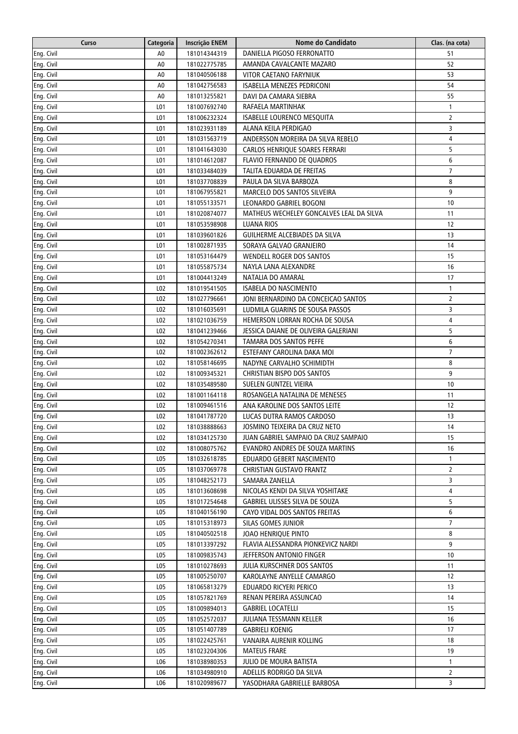| Curso | Categoria | Inscrição ENEM | Nome do Candidato | Clas. (na cota) |
|---|---|---|---|---|
| Eng. Civil | A0 | 181014344319 | DANIELLA PIGOSO FERRONATTO | 51 |
| Eng. Civil | A0 | 181022775785 | AMANDA CAVALCANTE MAZARO | 52 |
| Eng. Civil | A0 | 181040506188 | VITOR CAETANO FARYNIUK | 53 |
| Eng. Civil | A0 | 181042756583 | ISABELLA MENEZES PEDRICONI | 54 |
| Eng. Civil | A0 | 181013255821 | DAVI DA CAMARA SIEBRA | 55 |
| Eng. Civil | L01 | 181007692740 | RAFAELA MARTINHAK | 1 |
| Eng. Civil | L01 | 181006232324 | ISABELLE LOURENCO MESQUITA | 2 |
| Eng. Civil | L01 | 181023931189 | ALANA KEILA PERDIGAO | 3 |
| Eng. Civil | L01 | 181031563719 | ANDERSSON MOREIRA DA SILVA REBELO | 4 |
| Eng. Civil | L01 | 181041643030 | CARLOS HENRIQUE SOARES FERRARI | 5 |
| Eng. Civil | L01 | 181014612087 | FLAVIO FERNANDO DE QUADROS | 6 |
| Eng. Civil | L01 | 181033484039 | TALITA EDUARDA DE FREITAS | 7 |
| Eng. Civil | L01 | 181037708839 | PAULA DA SILVA BARBOZA | 8 |
| Eng. Civil | L01 | 181067955821 | MARCELO DOS SANTOS SILVEIRA | 9 |
| Eng. Civil | L01 | 181055133571 | LEONARDO GABRIEL BOGONI | 10 |
| Eng. Civil | L01 | 181020874077 | MATHEUS WECHELEY GONCALVES LEAL DA SILVA | 11 |
| Eng. Civil | L01 | 181053598908 | LUANA RIOS | 12 |
| Eng. Civil | L01 | 181039601826 | GUILHERME ALCEBIADES DA SILVA | 13 |
| Eng. Civil | L01 | 181002871935 | SORAYA GALVAO GRANJEIRO | 14 |
| Eng. Civil | L01 | 181053164479 | WENDELL ROGER DOS SANTOS | 15 |
| Eng. Civil | L01 | 181055875734 | NAYLA LANA ALEXANDRE | 16 |
| Eng. Civil | L01 | 181004413249 | NATALIA DO AMARAL | 17 |
| Eng. Civil | L02 | 181019541505 | ISABELA DO NASCIMENTO | 1 |
| Eng. Civil | L02 | 181027796661 | JONI BERNARDINO DA CONCEICAO SANTOS | 2 |
| Eng. Civil | L02 | 181016035691 | LUDMILA GUARINS DE SOUSA PASSOS | 3 |
| Eng. Civil | L02 | 181021036759 | HEMERSON LORRAN ROCHA DE SOUSA | 4 |
| Eng. Civil | L02 | 181041239466 | JESSICA DAIANE DE OLIVEIRA GALERIANI | 5 |
| Eng. Civil | L02 | 181054270341 | TAMARA DOS SANTOS PEFFE | 6 |
| Eng. Civil | L02 | 181002362612 | ESTEFANY CAROLINA DAKA MOI | 7 |
| Eng. Civil | L02 | 181058146695 | NADYNE CARVALHO SCHIMIDTH | 8 |
| Eng. Civil | L02 | 181009345321 | CHRISTIAN BISPO DOS SANTOS | 9 |
| Eng. Civil | L02 | 181035489580 | SUELEN GUNTZEL VIEIRA | 10 |
| Eng. Civil | L02 | 181001164118 | ROSANGELA NATALINA DE MENESES | 11 |
| Eng. Civil | L02 | 181009461516 | ANA KAROLINE DOS SANTOS LEITE | 12 |
| Eng. Civil | L02 | 181041787720 | LUCAS DUTRA RAMOS CARDOSO | 13 |
| Eng. Civil | L02 | 181038888663 | JOSMINO TEIXEIRA DA CRUZ NETO | 14 |
| Eng. Civil | L02 | 181034125730 | JUAN GABRIEL SAMPAIO DA CRUZ SAMPAIO | 15 |
| Eng. Civil | L02 | 181008075762 | EVANDRO ANDRES DE SOUZA MARTINS | 16 |
| Eng. Civil | L05 | 181032618785 | EDUARDO GEBERT NASCIMENTO | 1 |
| Eng. Civil | L05 | 181037069778 | CHRISTIAN GUSTAVO FRANTZ | 2 |
| Eng. Civil | L05 | 181048252173 | SAMARA ZANELLA | 3 |
| Eng. Civil | L05 | 181013608698 | NICOLAS KENDI DA SILVA YOSHITAKE | 4 |
| Eng. Civil | L05 | 181017254648 | GABRIEL ULISSES SILVA DE SOUZA | 5 |
| Eng. Civil | L05 | 181040156190 | CAYO VIDAL DOS SANTOS FREITAS | 6 |
| Eng. Civil | L05 | 181015318973 | SILAS GOMES JUNIOR | 7 |
| Eng. Civil | L05 | 181040502518 | JOAO HENRIQUE PINTO | 8 |
| Eng. Civil | L05 | 181013397292 | FLAVIA ALESSANDRA PIONKEVICZ NARDI | 9 |
| Eng. Civil | L05 | 181009835743 | JEFFERSON ANTONIO FINGER | 10 |
| Eng. Civil | L05 | 181010278693 | JULIA KURSCHNER DOS SANTOS | 11 |
| Eng. Civil | L05 | 181005250707 | KAROLAYNE ANYELLE CAMARGO | 12 |
| Eng. Civil | L05 | 181065813279 | EDUARDO RICYERI PERICO | 13 |
| Eng. Civil | L05 | 181057821769 | RENAN PEREIRA ASSUNCAO | 14 |
| Eng. Civil | L05 | 181009894013 | GABRIEL LOCATELLI | 15 |
| Eng. Civil | L05 | 181052572037 | JULIANA TESSMANN KELLER | 16 |
| Eng. Civil | L05 | 181051407789 | GABRIELI KOENIG | 17 |
| Eng. Civil | L05 | 181022425761 | VANAIRA AURENIR KOLLING | 18 |
| Eng. Civil | L05 | 181023204306 | MATEUS FRARE | 19 |
| Eng. Civil | L06 | 181038980353 | JULIO DE MOURA BATISTA | 1 |
| Eng. Civil | L06 | 181034980910 | ADELLIS RODRIGO DA SILVA | 2 |
| Eng. Civil | L06 | 181020989677 | YASODHARA GABRIELLE BARBOSA | 3 |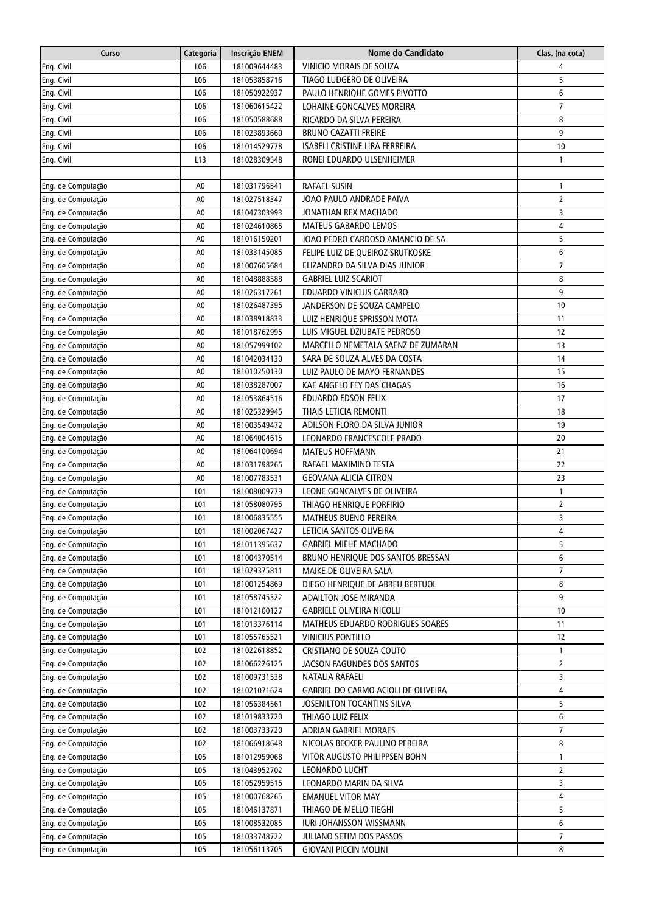| Curso | Categoria | Inscrição ENEM | Nome do Candidato | Clas. (na cota) |
|---|---|---|---|---|
| Eng. Civil | L06 | 181009644483 | VINICIO MORAIS DE SOUZA | 4 |
| Eng. Civil | L06 | 181053858716 | TIAGO LUDGERO DE OLIVEIRA | 5 |
| Eng. Civil | L06 | 181050922937 | PAULO HENRIQUE GOMES PIVOTTO | 6 |
| Eng. Civil | L06 | 181060615422 | LOHAINE GONCALVES MOREIRA | 7 |
| Eng. Civil | L06 | 181050588688 | RICARDO DA SILVA PEREIRA | 8 |
| Eng. Civil | L06 | 181023893660 | BRUNO CAZATTI FREIRE | 9 |
| Eng. Civil | L06 | 181014529778 | ISABELI CRISTINE LIRA FERREIRA | 10 |
| Eng. Civil | L13 | 181028309548 | RONEI EDUARDO ULSENHEIMER | 1 |
| | | | | |
| Eng. de Computação | A0 | 181031796541 | RAFAEL SUSIN | 1 |
| Eng. de Computação | A0 | 181027518347 | JOAO PAULO ANDRADE PAIVA | 2 |
| Eng. de Computação | A0 | 181047303993 | JONATHAN REX MACHADO | 3 |
| Eng. de Computação | A0 | 181024610865 | MATEUS GABARDO LEMOS | 4 |
| Eng. de Computação | A0 | 181016150201 | JOAO PEDRO CARDOSO AMANCIO DE SA | 5 |
| Eng. de Computação | A0 | 181033145085 | FELIPE LUIZ DE QUEIROZ SRUTKOSKE | 6 |
| Eng. de Computação | A0 | 181007605684 | ELIZANDRO DA SILVA DIAS JUNIOR | 7 |
| Eng. de Computação | A0 | 181048888588 | GABRIEL LUIZ SCARIOT | 8 |
| Eng. de Computação | A0 | 181026317261 | EDUARDO VINICIUS CARRARO | 9 |
| Eng. de Computação | A0 | 181026487395 | JANDERSON DE SOUZA CAMPELO | 10 |
| Eng. de Computação | A0 | 181038918833 | LUIZ HENRIQUE SPRISSON MOTA | 11 |
| Eng. de Computação | A0 | 181018762995 | LUIS MIGUEL DZIUBATE PEDROSO | 12 |
| Eng. de Computação | A0 | 181057999102 | MARCELLO NEMETALA SAENZ DE ZUMARAN | 13 |
| Eng. de Computação | A0 | 181042034130 | SARA DE SOUZA ALVES DA COSTA | 14 |
| Eng. de Computação | A0 | 181010250130 | LUIZ PAULO DE MAYO FERNANDES | 15 |
| Eng. de Computação | A0 | 181038287007 | KAE ANGELO FEY DAS CHAGAS | 16 |
| Eng. de Computação | A0 | 181053864516 | EDUARDO EDSON FELIX | 17 |
| Eng. de Computação | A0 | 181025329945 | THAIS LETICIA REMONTI | 18 |
| Eng. de Computação | A0 | 181003549472 | ADILSON FLORO DA SILVA JUNIOR | 19 |
| Eng. de Computação | A0 | 181064004615 | LEONARDO FRANCESCOLE PRADO | 20 |
| Eng. de Computação | A0 | 181064100694 | MATEUS HOFFMANN | 21 |
| Eng. de Computação | A0 | 181031798265 | RAFAEL MAXIMINO TESTA | 22 |
| Eng. de Computação | A0 | 181007783531 | GEOVANA ALICIA CITRON | 23 |
| Eng. de Computação | L01 | 181008009779 | LEONE GONCALVES DE OLIVEIRA | 1 |
| Eng. de Computação | L01 | 181058080795 | THIAGO HENRIQUE PORFIRIO | 2 |
| Eng. de Computação | L01 | 181006835555 | MATHEUS BUENO PEREIRA | 3 |
| Eng. de Computação | L01 | 181002067427 | LETICIA SANTOS OLIVEIRA | 4 |
| Eng. de Computação | L01 | 181011395637 | GABRIEL MIEHE MACHADO | 5 |
| Eng. de Computação | L01 | 181004370514 | BRUNO HENRIQUE DOS SANTOS BRESSAN | 6 |
| Eng. de Computação | L01 | 181029375811 | MAIKE DE OLIVEIRA SALA | 7 |
| Eng. de Computação | L01 | 181001254869 | DIEGO HENRIQUE DE ABREU BERTUOL | 8 |
| Eng. de Computação | L01 | 181058745322 | ADAILTON JOSE MIRANDA | 9 |
| Eng. de Computação | L01 | 181012100127 | GABRIELE OLIVEIRA NICOLLI | 10 |
| Eng. de Computação | L01 | 181013376114 | MATHEUS EDUARDO RODRIGUES SOARES | 11 |
| Eng. de Computação | L01 | 181055765521 | VINICIUS PONTILLO | 12 |
| Eng. de Computação | L02 | 181022618852 | CRISTIANO DE SOUZA COUTO | 1 |
| Eng. de Computação | L02 | 181066226125 | JACSON FAGUNDES DOS SANTOS | 2 |
| Eng. de Computação | L02 | 181009731538 | NATALIA RAFAELI | 3 |
| Eng. de Computação | L02 | 181021071624 | GABRIEL DO CARMO ACIOLI DE OLIVEIRA | 4 |
| Eng. de Computação | L02 | 181056384561 | JOSENILTON TOCANTINS SILVA | 5 |
| Eng. de Computação | L02 | 181019833720 | THIAGO LUIZ FELIX | 6 |
| Eng. de Computação | L02 | 181003733720 | ADRIAN GABRIEL MORAES | 7 |
| Eng. de Computação | L02 | 181066918648 | NICOLAS BECKER PAULINO PEREIRA | 8 |
| Eng. de Computação | L05 | 181012959068 | VITOR AUGUSTO PHILIPPSEN BOHN | 1 |
| Eng. de Computação | L05 | 181043952702 | LEONARDO LUCHT | 2 |
| Eng. de Computação | L05 | 181052959515 | LEONARDO MARIN DA SILVA | 3 |
| Eng. de Computação | L05 | 181000768265 | EMANUEL VITOR MAY | 4 |
| Eng. de Computação | L05 | 181046137871 | THIAGO DE MELLO TIEGHI | 5 |
| Eng. de Computação | L05 | 181008532085 | IURI JOHANSSON WISSMANN | 6 |
| Eng. de Computação | L05 | 181033748722 | JULIANO SETIM DOS PASSOS | 7 |
| Eng. de Computação | L05 | 181056113705 | GIOVANI PICCIN MOLINI | 8 |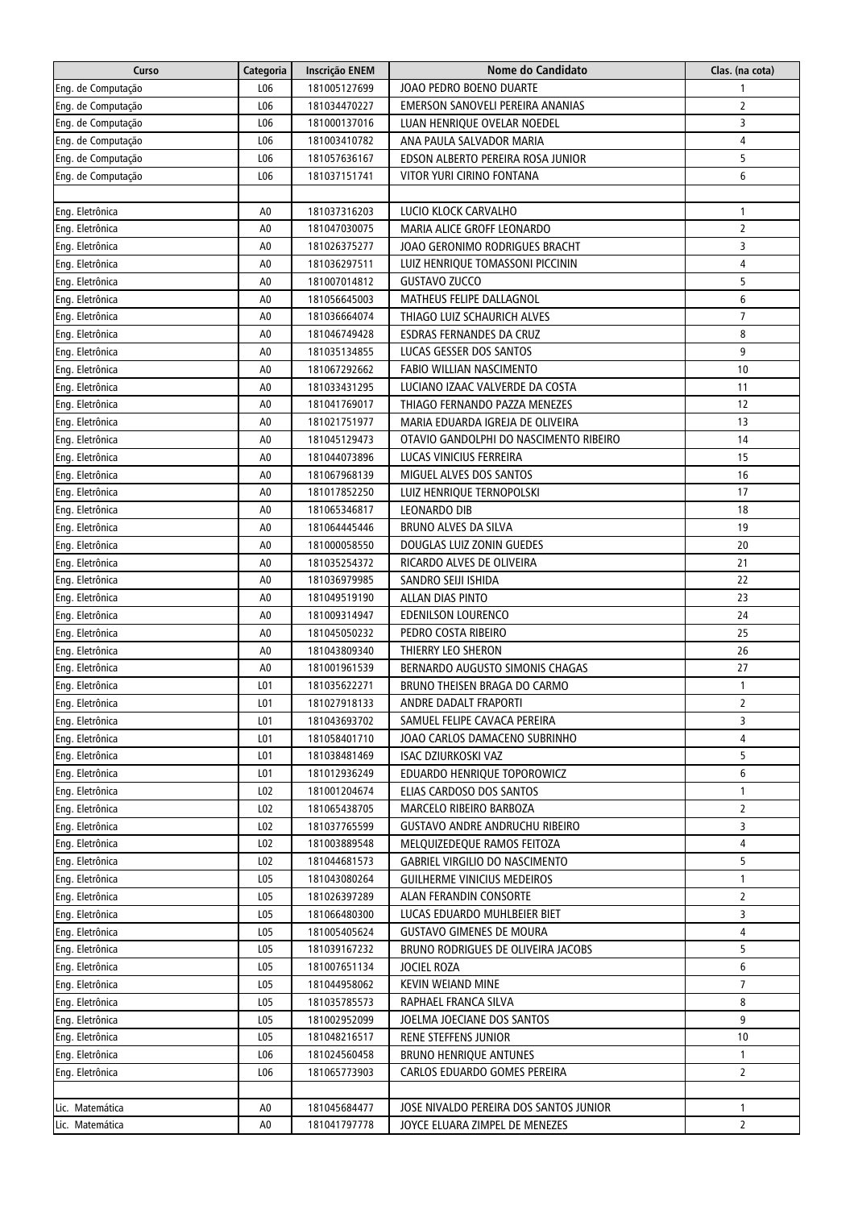| Curso | Categoria | Inscrição ENEM | Nome do Candidato | Clas. (na cota) |
|---|---|---|---|---|
| Eng. de Computação | L06 | 181005127699 | JOAO PEDRO BOENO DUARTE | 1 |
| Eng. de Computação | L06 | 181034470227 | EMERSON SANOVELI PEREIRA ANANIAS | 2 |
| Eng. de Computação | L06 | 181000137016 | LUAN HENRIQUE OVELAR NOEDEL | 3 |
| Eng. de Computação | L06 | 181003410782 | ANA PAULA SALVADOR MARIA | 4 |
| Eng. de Computação | L06 | 181057636167 | EDSON ALBERTO PEREIRA ROSA JUNIOR | 5 |
| Eng. de Computação | L06 | 181037151741 | VITOR YURI CIRINO FONTANA | 6 |
| | | | | |
| Eng. Eletrônica | A0 | 181037316203 | LUCIO KLOCK CARVALHO | 1 |
| Eng. Eletrônica | A0 | 181047030075 | MARIA ALICE GROFF LEONARDO | 2 |
| Eng. Eletrônica | A0 | 181026375277 | JOAO GERONIMO RODRIGUES BRACHT | 3 |
| Eng. Eletrônica | A0 | 181036297511 | LUIZ HENRIQUE TOMASSONI PICCININ | 4 |
| Eng. Eletrônica | A0 | 181007014812 | GUSTAVO ZUCCO | 5 |
| Eng. Eletrônica | A0 | 181056645003 | MATHEUS FELIPE DALLAGNOL | 6 |
| Eng. Eletrônica | A0 | 181036664074 | THIAGO LUIZ SCHAURICH ALVES | 7 |
| Eng. Eletrônica | A0 | 181046749428 | ESDRAS FERNANDES DA CRUZ | 8 |
| Eng. Eletrônica | A0 | 181035134855 | LUCAS GESSER DOS SANTOS | 9 |
| Eng. Eletrônica | A0 | 181067292662 | FABIO WILLIAN NASCIMENTO | 10 |
| Eng. Eletrônica | A0 | 181033431295 | LUCIANO IZAAC VALVERDE DA COSTA | 11 |
| Eng. Eletrônica | A0 | 181041769017 | THIAGO FERNANDO PAZZA MENEZES | 12 |
| Eng. Eletrônica | A0 | 181021751977 | MARIA EDUARDA IGREJA DE OLIVEIRA | 13 |
| Eng. Eletrônica | A0 | 181045129473 | OTAVIO GANDOLPHI DO NASCIMENTO RIBEIRO | 14 |
| Eng. Eletrônica | A0 | 181044073896 | LUCAS VINICIUS FERREIRA | 15 |
| Eng. Eletrônica | A0 | 181067968139 | MIGUEL ALVES DOS SANTOS | 16 |
| Eng. Eletrônica | A0 | 181017852250 | LUIZ HENRIQUE TERNOPOLSKI | 17 |
| Eng. Eletrônica | A0 | 181065346817 | LEONARDO DIB | 18 |
| Eng. Eletrônica | A0 | 181064445446 | BRUNO ALVES DA SILVA | 19 |
| Eng. Eletrônica | A0 | 181000058550 | DOUGLAS LUIZ ZONIN GUEDES | 20 |
| Eng. Eletrônica | A0 | 181035254372 | RICARDO ALVES DE OLIVEIRA | 21 |
| Eng. Eletrônica | A0 | 181036979985 | SANDRO SEIJI ISHIDA | 22 |
| Eng. Eletrônica | A0 | 181049519190 | ALLAN DIAS PINTO | 23 |
| Eng. Eletrônica | A0 | 181009314947 | EDENILSON LOURENCO | 24 |
| Eng. Eletrônica | A0 | 181045050232 | PEDRO COSTA RIBEIRO | 25 |
| Eng. Eletrônica | A0 | 181043809340 | THIERRY LEO SHERON | 26 |
| Eng. Eletrônica | A0 | 181001961539 | BERNARDO AUGUSTO SIMONIS CHAGAS | 27 |
| Eng. Eletrônica | L01 | 181035622271 | BRUNO THEISEN BRAGA DO CARMO | 1 |
| Eng. Eletrônica | L01 | 181027918133 | ANDRE DADALT FRAPORTI | 2 |
| Eng. Eletrônica | L01 | 181043693702 | SAMUEL FELIPE CAVACA PEREIRA | 3 |
| Eng. Eletrônica | L01 | 181058401710 | JOAO CARLOS DAMACENO SUBRINHO | 4 |
| Eng. Eletrônica | L01 | 181038481469 | ISAC DZIURKOSKI VAZ | 5 |
| Eng. Eletrônica | L01 | 181012936249 | EDUARDO HENRIQUE TOPOROWICZ | 6 |
| Eng. Eletrônica | L02 | 181001204674 | ELIAS CARDOSO DOS SANTOS | 1 |
| Eng. Eletrônica | L02 | 181065438705 | MARCELO RIBEIRO BARBOZA | 2 |
| Eng. Eletrônica | L02 | 181037765599 | GUSTAVO ANDRE ANDRUCHU RIBEIRO | 3 |
| Eng. Eletrônica | L02 | 181003889548 | MELQUIZEDEQUE RAMOS FEITOZA | 4 |
| Eng. Eletrônica | L02 | 181044681573 | GABRIEL VIRGILIO DO NASCIMENTO | 5 |
| Eng. Eletrônica | L05 | 181043080264 | GUILHERME VINICIUS MEDEIROS | 1 |
| Eng. Eletrônica | L05 | 181026397289 | ALAN FERANDIN CONSORTE | 2 |
| Eng. Eletrônica | L05 | 181066480300 | LUCAS EDUARDO MUHLBEIER BIET | 3 |
| Eng. Eletrônica | L05 | 181005405624 | GUSTAVO GIMENES DE MOURA | 4 |
| Eng. Eletrônica | L05 | 181039167232 | BRUNO RODRIGUES DE OLIVEIRA JACOBS | 5 |
| Eng. Eletrônica | L05 | 181007651134 | JOCIEL ROZA | 6 |
| Eng. Eletrônica | L05 | 181044958062 | KEVIN WEIAND MINE | 7 |
| Eng. Eletrônica | L05 | 181035785573 | RAPHAEL FRANCA SILVA | 8 |
| Eng. Eletrônica | L05 | 181002952099 | JOELMA JOECIANE DOS SANTOS | 9 |
| Eng. Eletrônica | L05 | 181048216517 | RENE STEFFENS JUNIOR | 10 |
| Eng. Eletrônica | L06 | 181024560458 | BRUNO HENRIQUE ANTUNES | 1 |
| Eng. Eletrônica | L06 | 181065773903 | CARLOS EDUARDO GOMES PEREIRA | 2 |
| | | | | |
| Lic. Matemática | A0 | 181045684477 | JOSE NIVALDO PEREIRA DOS SANTOS JUNIOR | 1 |
| Lic. Matemática | A0 | 181041797778 | JOYCE ELUARA ZIMPEL DE MENEZES | 2 |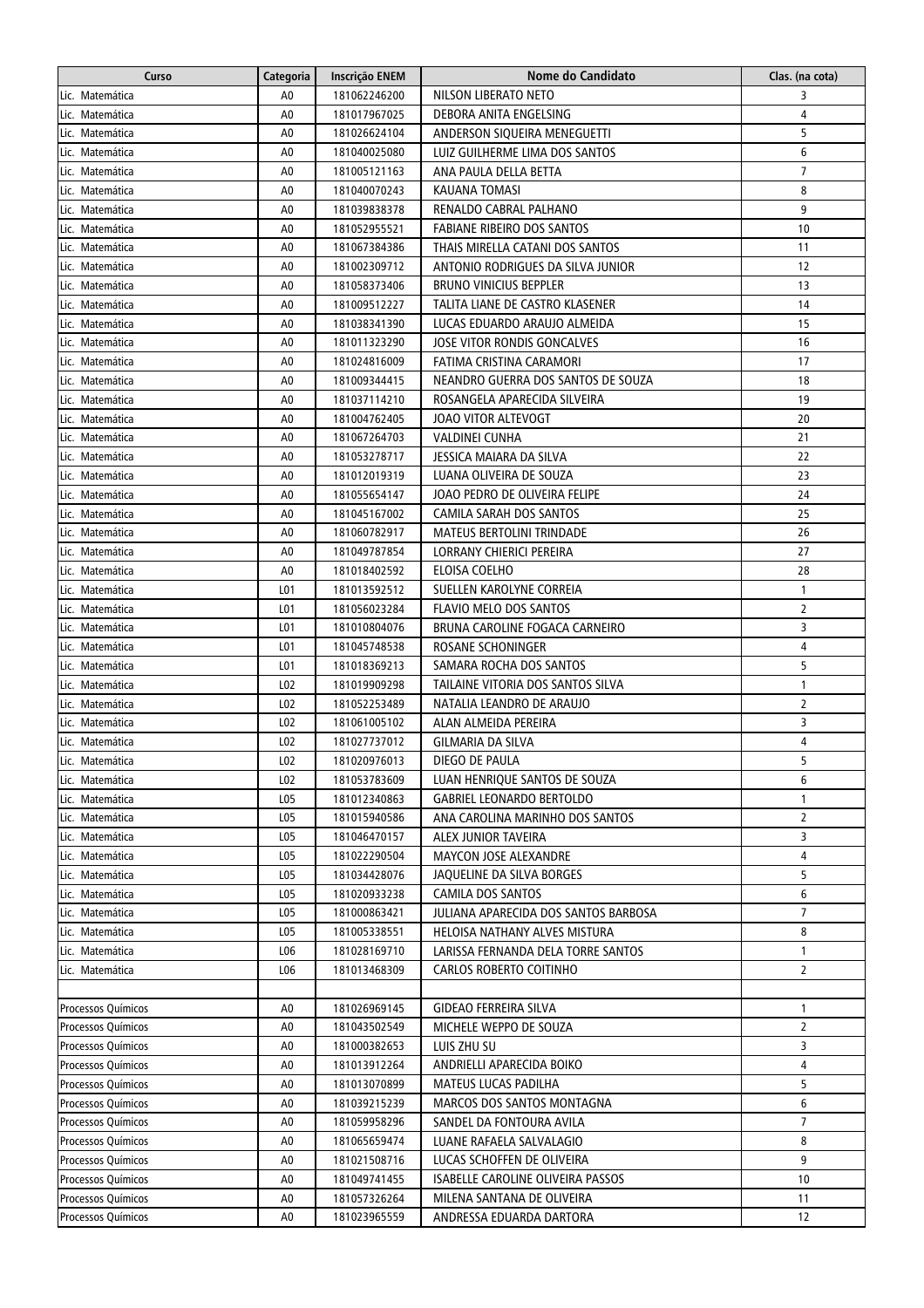| Curso | Categoria | Inscrição ENEM | Nome do Candidato | Clas. (na cota) |
|---|---|---|---|---|
| Lic. Matemática | A0 | 181062246200 | NILSON LIBERATO NETO | 3 |
| Lic. Matemática | A0 | 181017967025 | DEBORA ANITA ENGELSING | 4 |
| Lic. Matemática | A0 | 181026624104 | ANDERSON SIQUEIRA MENEGUETTI | 5 |
| Lic. Matemática | A0 | 181040025080 | LUIZ GUILHERME LIMA DOS SANTOS | 6 |
| Lic. Matemática | A0 | 181005121163 | ANA PAULA DELLA BETTA | 7 |
| Lic. Matemática | A0 | 181040070243 | KAUANA TOMASI | 8 |
| Lic. Matemática | A0 | 181039838378 | RENALDO CABRAL PALHANO | 9 |
| Lic. Matemática | A0 | 181052955521 | FABIANE RIBEIRO DOS SANTOS | 10 |
| Lic. Matemática | A0 | 181067384386 | THAIS MIRELLA CATANI DOS SANTOS | 11 |
| Lic. Matemática | A0 | 181002309712 | ANTONIO RODRIGUES DA SILVA JUNIOR | 12 |
| Lic. Matemática | A0 | 181058373406 | BRUNO VINICIUS BEPPLER | 13 |
| Lic. Matemática | A0 | 181009512227 | TALITA LIANE DE CASTRO KLASENER | 14 |
| Lic. Matemática | A0 | 181038341390 | LUCAS EDUARDO ARAUJO ALMEIDA | 15 |
| Lic. Matemática | A0 | 181011323290 | JOSE VITOR RONDIS GONCALVES | 16 |
| Lic. Matemática | A0 | 181024816009 | FATIMA CRISTINA CARAMORI | 17 |
| Lic. Matemática | A0 | 181009344415 | NEANDRO GUERRA DOS SANTOS DE SOUZA | 18 |
| Lic. Matemática | A0 | 181037114210 | ROSANGELA APARECIDA SILVEIRA | 19 |
| Lic. Matemática | A0 | 181004762405 | JOAO VITOR ALTEVOGT | 20 |
| Lic. Matemática | A0 | 181067264703 | VALDINEI CUNHA | 21 |
| Lic. Matemática | A0 | 181053278717 | JESSICA MAIARA DA SILVA | 22 |
| Lic. Matemática | A0 | 181012019319 | LUANA OLIVEIRA DE SOUZA | 23 |
| Lic. Matemática | A0 | 181055654147 | JOAO PEDRO DE OLIVEIRA FELIPE | 24 |
| Lic. Matemática | A0 | 181045167002 | CAMILA SARAH DOS SANTOS | 25 |
| Lic. Matemática | A0 | 181060782917 | MATEUS BERTOLINI TRINDADE | 26 |
| Lic. Matemática | A0 | 181049787854 | LORRANY CHIERICI PEREIRA | 27 |
| Lic. Matemática | A0 | 181018402592 | ELOISA COELHO | 28 |
| Lic. Matemática | L01 | 181013592512 | SUELLEN KAROLYNE CORREIA | 1 |
| Lic. Matemática | L01 | 181056023284 | FLAVIO MELO DOS SANTOS | 2 |
| Lic. Matemática | L01 | 181010804076 | BRUNA CAROLINE FOGACA CARNEIRO | 3 |
| Lic. Matemática | L01 | 181045748538 | ROSANE SCHONINGER | 4 |
| Lic. Matemática | L01 | 181018369213 | SAMARA ROCHA DOS SANTOS | 5 |
| Lic. Matemática | L02 | 181019909298 | TAILAINE VITORIA DOS SANTOS SILVA | 1 |
| Lic. Matemática | L02 | 181052253489 | NATALIA LEANDRO DE ARAUJO | 2 |
| Lic. Matemática | L02 | 181061005102 | ALAN ALMEIDA PEREIRA | 3 |
| Lic. Matemática | L02 | 181027737012 | GILMARIA DA SILVA | 4 |
| Lic. Matemática | L02 | 181020976013 | DIEGO DE PAULA | 5 |
| Lic. Matemática | L02 | 181053783609 | LUAN HENRIQUE SANTOS DE SOUZA | 6 |
| Lic. Matemática | L05 | 181012340863 | GABRIEL LEONARDO BERTOLDO | 1 |
| Lic. Matemática | L05 | 181015940586 | ANA CAROLINA MARINHO DOS SANTOS | 2 |
| Lic. Matemática | L05 | 181046470157 | ALEX JUNIOR TAVEIRA | 3 |
| Lic. Matemática | L05 | 181022290504 | MAYCON JOSE ALEXANDRE | 4 |
| Lic. Matemática | L05 | 181034428076 | JAQUELINE DA SILVA BORGES | 5 |
| Lic. Matemática | L05 | 181020933238 | CAMILA DOS SANTOS | 6 |
| Lic. Matemática | L05 | 181000863421 | JULIANA APARECIDA DOS SANTOS BARBOSA | 7 |
| Lic. Matemática | L05 | 181005338551 | HELOISA NATHANY ALVES MISTURA | 8 |
| Lic. Matemática | L06 | 181028169710 | LARISSA FERNANDA DELA TORRE SANTOS | 1 |
| Lic. Matemática | L06 | 181013468309 | CARLOS ROBERTO COITINHO | 2 |
| | | | | |
| Processos Químicos | A0 | 181026969145 | GIDEAO FERREIRA SILVA | 1 |
| Processos Químicos | A0 | 181043502549 | MICHELE WEPPO DE SOUZA | 2 |
| Processos Químicos | A0 | 181000382653 | LUIS ZHU SU | 3 |
| Processos Químicos | A0 | 181013912264 | ANDRIELLI APARECIDA BOIKO | 4 |
| Processos Químicos | A0 | 181013070899 | MATEUS LUCAS PADILHA | 5 |
| Processos Químicos | A0 | 181039215239 | MARCOS DOS SANTOS MONTAGNA | 6 |
| Processos Químicos | A0 | 181059958296 | SANDEL DA FONTOURA AVILA | 7 |
| Processos Químicos | A0 | 181065659474 | LUANE RAFAELA SALVALAGIO | 8 |
| Processos Químicos | A0 | 181021508716 | LUCAS SCHOFFEN DE OLIVEIRA | 9 |
| Processos Químicos | A0 | 181049741455 | ISABELLE CAROLINE OLIVEIRA PASSOS | 10 |
| Processos Químicos | A0 | 181057326264 | MILENA SANTANA DE OLIVEIRA | 11 |
| Processos Químicos | A0 | 181023965559 | ANDRESSA EDUARDA DARTORA | 12 |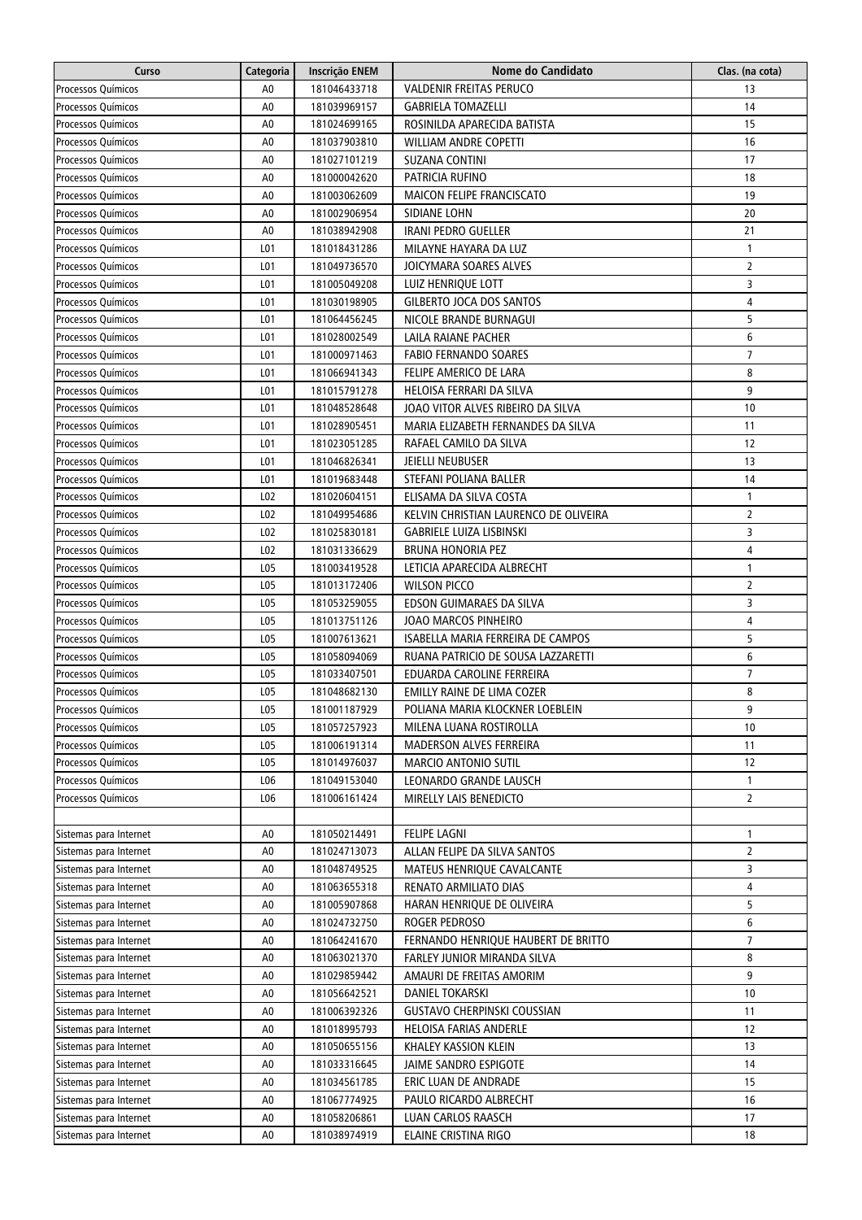| Curso | Categoria | Inscrição ENEM | Nome do Candidato | Clas. (na cota) |
|---|---|---|---|---|
| Processos Químicos | A0 | 181046433718 | VALDENIR FREITAS PERUCO | 13 |
| Processos Químicos | A0 | 181039969157 | GABRIELA TOMAZELLI | 14 |
| Processos Químicos | A0 | 181024699165 | ROSINILDA APARECIDA BATISTA | 15 |
| Processos Químicos | A0 | 181037903810 | WILLIAM ANDRE COPETTI | 16 |
| Processos Químicos | A0 | 181027101219 | SUZANA CONTINI | 17 |
| Processos Químicos | A0 | 181000042620 | PATRICIA RUFINO | 18 |
| Processos Químicos | A0 | 181003062609 | MAICON FELIPE FRANCISCATO | 19 |
| Processos Químicos | A0 | 181002906954 | SIDIANE LOHN | 20 |
| Processos Químicos | A0 | 181038942908 | IRANI PEDRO GUELLER | 21 |
| Processos Químicos | L01 | 181018431286 | MILAYNE HAYARA DA LUZ | 1 |
| Processos Químicos | L01 | 181049736570 | JOICYMARA SOARES ALVES | 2 |
| Processos Químicos | L01 | 181005049208 | LUIZ HENRIQUE LOTT | 3 |
| Processos Químicos | L01 | 181030198905 | GILBERTO JOCA DOS SANTOS | 4 |
| Processos Químicos | L01 | 181064456245 | NICOLE BRANDE BURNAGUI | 5 |
| Processos Químicos | L01 | 181028002549 | LAILA RAIANE PACHER | 6 |
| Processos Químicos | L01 | 181000971463 | FABIO FERNANDO SOARES | 7 |
| Processos Químicos | L01 | 181066941343 | FELIPE AMERICO DE LARA | 8 |
| Processos Químicos | L01 | 181015791278 | HELOISA FERRARI DA SILVA | 9 |
| Processos Químicos | L01 | 181048528648 | JOAO VITOR ALVES RIBEIRO DA SILVA | 10 |
| Processos Químicos | L01 | 181028905451 | MARIA ELIZABETH FERNANDES DA SILVA | 11 |
| Processos Químicos | L01 | 181023051285 | RAFAEL CAMILO DA SILVA | 12 |
| Processos Químicos | L01 | 181046826341 | JEIELLI NEUBUSER | 13 |
| Processos Químicos | L01 | 181019683448 | STEFANI POLIANA BALLER | 14 |
| Processos Químicos | L02 | 181020604151 | ELISAMA DA SILVA COSTA | 1 |
| Processos Químicos | L02 | 181049954686 | KELVIN CHRISTIAN LAURENCO DE OLIVEIRA | 2 |
| Processos Químicos | L02 | 181025830181 | GABRIELE LUIZA LISBINSKI | 3 |
| Processos Químicos | L02 | 181031336629 | BRUNA HONORIA PEZ | 4 |
| Processos Químicos | L05 | 181003419528 | LETICIA APARECIDA ALBRECHT | 1 |
| Processos Químicos | L05 | 181013172406 | WILSON PICCO | 2 |
| Processos Químicos | L05 | 181053259055 | EDSON GUIMARAES DA SILVA | 3 |
| Processos Químicos | L05 | 181013751126 | JOAO MARCOS PINHEIRO | 4 |
| Processos Químicos | L05 | 181007613621 | ISABELLA MARIA FERREIRA DE CAMPOS | 5 |
| Processos Químicos | L05 | 181058094069 | RUANA PATRICIO DE SOUSA LAZZARETTI | 6 |
| Processos Químicos | L05 | 181033407501 | EDUARDA CAROLINE FERREIRA | 7 |
| Processos Químicos | L05 | 181048682130 | EMILLY RAINE DE LIMA COZER | 8 |
| Processos Químicos | L05 | 181001187929 | POLIANA MARIA KLOCKNER LOEBLEIN | 9 |
| Processos Químicos | L05 | 181057257923 | MILENA LUANA ROSTIROLLA | 10 |
| Processos Químicos | L05 | 181006191314 | MADERSON ALVES FERREIRA | 11 |
| Processos Químicos | L05 | 181014976037 | MARCIO ANTONIO SUTIL | 12 |
| Processos Químicos | L06 | 181049153040 | LEONARDO GRANDE LAUSCH | 1 |
| Processos Químicos | L06 | 181006161424 | MIRELLY LAIS BENEDICTO | 2 |
| | | | | |
| Sistemas para Internet | A0 | 181050214491 | FELIPE LAGNI | 1 |
| Sistemas para Internet | A0 | 181024713073 | ALLAN FELIPE DA SILVA SANTOS | 2 |
| Sistemas para Internet | A0 | 181048749525 | MATEUS HENRIQUE CAVALCANTE | 3 |
| Sistemas para Internet | A0 | 181063655318 | RENATO ARMILIATO DIAS | 4 |
| Sistemas para Internet | A0 | 181005907868 | HARAN HENRIQUE DE OLIVEIRA | 5 |
| Sistemas para Internet | A0 | 181024732750 | ROGER PEDROSO | 6 |
| Sistemas para Internet | A0 | 181064241670 | FERNANDO HENRIQUE HAUBERT DE BRITTO | 7 |
| Sistemas para Internet | A0 | 181063021370 | FARLEY JUNIOR MIRANDA SILVA | 8 |
| Sistemas para Internet | A0 | 181029859442 | AMAURI DE FREITAS AMORIM | 9 |
| Sistemas para Internet | A0 | 181056642521 | DANIEL TOKARSKI | 10 |
| Sistemas para Internet | A0 | 181006392326 | GUSTAVO CHERPINSKI COUSSIAN | 11 |
| Sistemas para Internet | A0 | 181018995793 | HELOISA FARIAS ANDERLE | 12 |
| Sistemas para Internet | A0 | 181050655156 | KHALEY KASSION KLEIN | 13 |
| Sistemas para Internet | A0 | 181033316645 | JAIME SANDRO ESPIGOTE | 14 |
| Sistemas para Internet | A0 | 181034561785 | ERIC LUAN DE ANDRADE | 15 |
| Sistemas para Internet | A0 | 181067774925 | PAULO RICARDO ALBRECHT | 16 |
| Sistemas para Internet | A0 | 181058206861 | LUAN CARLOS RAASCH | 17 |
| Sistemas para Internet | A0 | 181038974919 | ELAINE CRISTINA RIGO | 18 |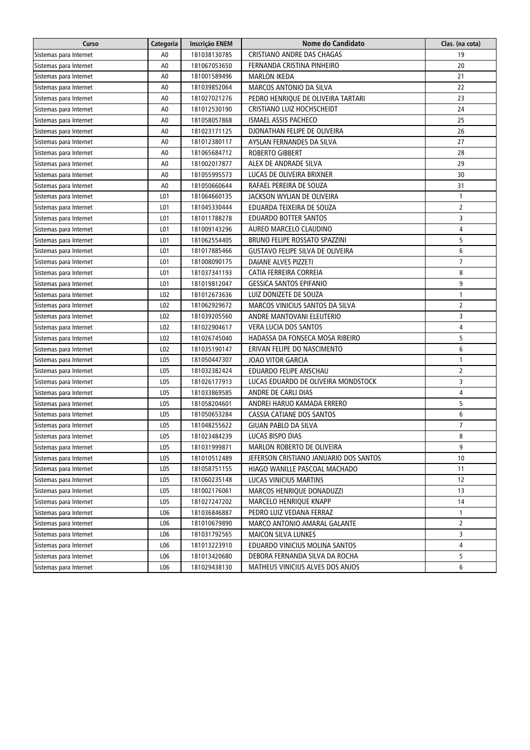| Curso | Categoria | Inscrição ENEM | Nome do Candidato | Clas. (na cota) |
|---|---|---|---|---|
| Sistemas para Internet | A0 | 181038130785 | CRISTIANO ANDRE DAS CHAGAS | 19 |
| Sistemas para Internet | A0 | 181067053650 | FERNANDA CRISTINA PINHEIRO | 20 |
| Sistemas para Internet | A0 | 181001589496 | MARLON IKEDA | 21 |
| Sistemas para Internet | A0 | 181039852064 | MARCOS ANTONIO DA SILVA | 22 |
| Sistemas para Internet | A0 | 181027021276 | PEDRO HENRIQUE DE OLIVEIRA TARTARI | 23 |
| Sistemas para Internet | A0 | 181012530190 | CRISTIANO LUIZ HOCHSCHEIDT | 24 |
| Sistemas para Internet | A0 | 181058057868 | ISMAEL ASSIS PACHECO | 25 |
| Sistemas para Internet | A0 | 181023171125 | DJONATHAN FELIPE DE OLIVEIRA | 26 |
| Sistemas para Internet | A0 | 181012380117 | AYSLAN FERNANDES DA SILVA | 27 |
| Sistemas para Internet | A0 | 181065684712 | ROBERTO GIBBERT | 28 |
| Sistemas para Internet | A0 | 181002017877 | ALEX DE ANDRADE SILVA | 29 |
| Sistemas para Internet | A0 | 181055995573 | LUCAS DE OLIVEIRA BRIXNER | 30 |
| Sistemas para Internet | A0 | 181050660644 | RAFAEL PEREIRA DE SOUZA | 31 |
| Sistemas para Internet | L01 | 181064660135 | JACKSON WYLIAN DE OLIVEIRA | 1 |
| Sistemas para Internet | L01 | 181045330444 | EDUARDA TEIXEIRA DE SOUZA | 2 |
| Sistemas para Internet | L01 | 181011788278 | EDUARDO BOTTER SANTOS | 3 |
| Sistemas para Internet | L01 | 181009143296 | AUREO MARCELO CLAUDINO | 4 |
| Sistemas para Internet | L01 | 181062554405 | BRUNO FELIPE ROSSATO SPAZZINI | 5 |
| Sistemas para Internet | L01 | 181017885466 | GUSTAVO FELIPE SILVA DE OLIVEIRA | 6 |
| Sistemas para Internet | L01 | 181008090175 | DAIANE ALVES PIZZETI | 7 |
| Sistemas para Internet | L01 | 181037341193 | CATIA FERREIRA CORREIA | 8 |
| Sistemas para Internet | L01 | 181019812047 | GESSICA SANTOS EPIFANIO | 9 |
| Sistemas para Internet | L02 | 181012673636 | LUIZ DONIZETE DE SOUZA | 1 |
| Sistemas para Internet | L02 | 181062929672 | MARCOS VINICIUS SANTOS DA SILVA | 2 |
| Sistemas para Internet | L02 | 181039205560 | ANDRE MANTOVANI ELEUTERIO | 3 |
| Sistemas para Internet | L02 | 181022904617 | VERA LUCIA DOS SANTOS | 4 |
| Sistemas para Internet | L02 | 181026745040 | HADASSA DA FONSECA MOSA RIBEIRO | 5 |
| Sistemas para Internet | L02 | 181035190147 | ERIVAN FELIPE DO NASCIMENTO | 6 |
| Sistemas para Internet | L05 | 181050447307 | JOAO VITOR GARCIA | 1 |
| Sistemas para Internet | L05 | 181032382424 | EDUARDO FELIPE ANSCHAU | 2 |
| Sistemas para Internet | L05 | 181026177913 | LUCAS EDUARDO DE OLIVEIRA MONDSTOCK | 3 |
| Sistemas para Internet | L05 | 181033869585 | ANDRE DE CARLI DIAS | 4 |
| Sistemas para Internet | L05 | 181058204601 | ANDREI HARUO KAMADA ERRERO | 5 |
| Sistemas para Internet | L05 | 181050653284 | CASSIA CATIANE DOS SANTOS | 6 |
| Sistemas para Internet | L05 | 181048255622 | GIUAN PABLO DA SILVA | 7 |
| Sistemas para Internet | L05 | 181023484239 | LUCAS BISPO DIAS | 8 |
| Sistemas para Internet | L05 | 181031999871 | MARLON ROBERTO DE OLIVEIRA | 9 |
| Sistemas para Internet | L05 | 181010512489 | JEFERSON CRISTIANO JANUARIO DOS SANTOS | 10 |
| Sistemas para Internet | L05 | 181058751155 | HIAGO WANILLE PASCOAL MACHADO | 11 |
| Sistemas para Internet | L05 | 181060235148 | LUCAS VINICIUS MARTINS | 12 |
| Sistemas para Internet | L05 | 181002176061 | MARCOS HENRIQUE DONADUZZI | 13 |
| Sistemas para Internet | L05 | 181027247202 | MARCELO HENRIQUE KNAPP | 14 |
| Sistemas para Internet | L06 | 181036846887 | PEDRO LUIZ VEDANA FERRAZ | 1 |
| Sistemas para Internet | L06 | 181010679890 | MARCO ANTONIO AMARAL GALANTE | 2 |
| Sistemas para Internet | L06 | 181031792565 | MAICON SILVA LUNKES | 3 |
| Sistemas para Internet | L06 | 181013223910 | EDUARDO VINICIUS MOLINA SANTOS | 4 |
| Sistemas para Internet | L06 | 181013420680 | DEBORA FERNANDA SILVA DA ROCHA | 5 |
| Sistemas para Internet | L06 | 181029438130 | MATHEUS VINICIUS ALVES DOS ANJOS | 6 |